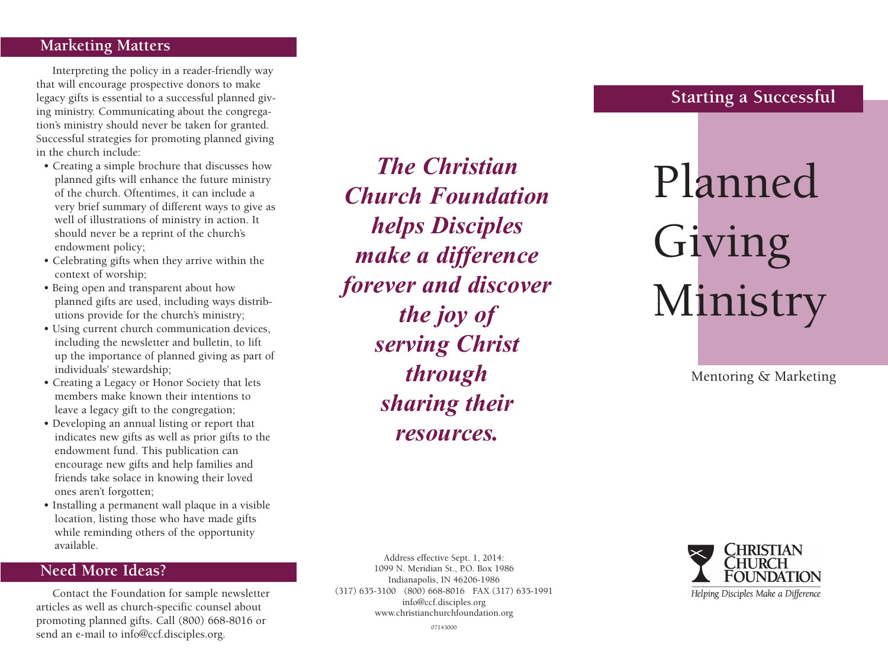## Marketing Matters

Interpreting the policy in a reader-friendly way that will encourage prospective donors to make legacy gifts is essential to a successful planned giving ministry. Communicating about the congregation's ministry should never be taken for granted. Successful strategies for promoting planned giving in the church include:

- Creating a simple brochure that discusses how planned gifts will enhance the future ministry of the church. Oftentimes, it can include a very brief summary of different ways to give as well of illustrations of ministry in action. It should never be a reprint of the church's endowment policy;
- Celebrating gifts when they arrive within the context of worship;
- Being open and transparent about how planned gifts are used, including ways distributions provide for the church's ministry;
- Using current church communication devices, including the newsletter and bulletin, to lift up the importance of planned giving as part of individuals' stewardship;
- Creating a Legacy or Honor Society that lets members make known their intentions to leave a legacy gift to the congregation;
- Developing an annual listing or report that indicates new gifts as well as prior gifts to the endowment fund. This publication can encourage new gifts and help families and friends take solace in knowing their loved ones aren't forgotten;
- Installing a permanent wall plaque in a visible location, listing those who have made gifts while reminding others of the opportunity available.

## Need More Ideas?

Contact the Foundation for sample newsletter articles as well as church-specific counsel about promoting planned gifts. Call (800) 668-8016 or send an e-mail to info@ccf.disciples.org.

***The Christian Church Foundation helps Disciples make a difference forever and discover the joy of serving Christ through sharing their resources.***

Address effective Sept. 1, 2014:
1099 N. Meridian St., P.O. Box 1986
Indianapolis, IN 46206-1986
(317) 635-3100 (800) 668-8016 FAX (317) 635-1991
info@ccf.disciples.org
www.christianchurchfoundation.org

07143000

## Starting a Successful

# Planned Giving Ministry

Mentoring & Marketing

CHRISTIAN CHURCH FOUNDATION

*Helping Disciples Make a Difference*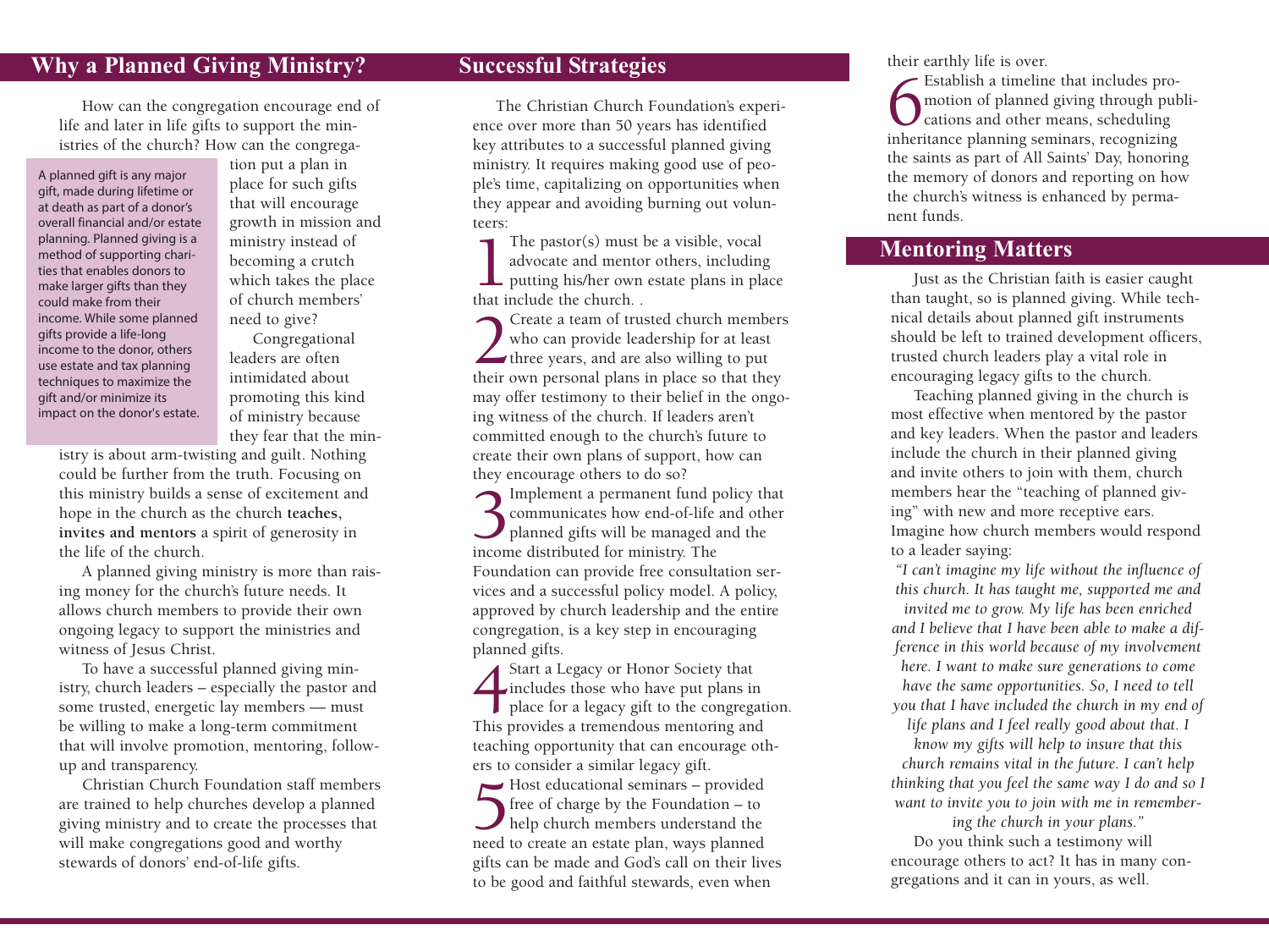## Why a Planned Giving Ministry?

How can the congregation encourage end of life and later in life gifts to support the ministries of the church? How can the congregation put a plan in place for such gifts that will encourage growth in mission and ministry instead of becoming a crutch which takes the place of church members' need to give?

> A planned gift is any major gift, made during lifetime or at death as part of a donor's overall financial and/or estate planning. Planned giving is a method of supporting charities that enables donors to make larger gifts than they could make from their income. While some planned gifts provide a life-long income to the donor, others use estate and tax planning techniques to maximize the gift and/or minimize its impact on the donor's estate.

Congregational leaders are often intimidated about promoting this kind of ministry because they fear that the ministry is about arm-twisting and guilt. Nothing could be further from the truth. Focusing on this ministry builds a sense of excitement and hope in the church as the church **teaches, invites and mentors** a spirit of generosity in the life of the church.

A planned giving ministry is more than raising money for the church's future needs. It allows church members to provide their own ongoing legacy to support the ministries and witness of Jesus Christ.

To have a successful planned giving ministry, church leaders – especially the pastor and some trusted, energetic lay members — must be willing to make a long-term commitment that will involve promotion, mentoring, follow-up and transparency.

Christian Church Foundation staff members are trained to help churches develop a planned giving ministry and to create the processes that will make congregations good and worthy stewards of donors' end-of-life gifts.

## Successful Strategies

The Christian Church Foundation's experience over more than 50 years has identified key attributes to a successful planned giving ministry. It requires making good use of people's time, capitalizing on opportunities when they appear and avoiding burning out volunteers:

1. The pastor(s) must be a visible, vocal advocate and mentor others, including putting his/her own estate plans in place that include the church. .

2. Create a team of trusted church members who can provide leadership for at least three years, and are also willing to put their own personal plans in place so that they may offer testimony to their belief in the ongoing witness of the church. If leaders aren't committed enough to the church's future to create their own plans of support, how can they encourage others to do so?

3. Implement a permanent fund policy that communicates how end-of-life and other planned gifts will be managed and the income distributed for ministry. The Foundation can provide free consultation services and a successful policy model. A policy, approved by church leadership and the entire congregation, is a key step in encouraging planned gifts.

4. Start a Legacy or Honor Society that includes those who have put plans in place for a legacy gift to the congregation. This provides a tremendous mentoring and teaching opportunity that can encourage others to consider a similar legacy gift.

5. Host educational seminars – provided free of charge by the Foundation – to help church members understand the need to create an estate plan, ways planned gifts can be made and God's call on their lives to be good and faithful stewards, even when their earthly life is over.

6. Establish a timeline that includes promotion of planned giving through publications and other means, scheduling inheritance planning seminars, recognizing the saints as part of All Saints' Day, honoring the memory of donors and reporting on how the church's witness is enhanced by permanent funds.

## Mentoring Matters

Just as the Christian faith is easier caught than taught, so is planned giving. While technical details about planned gift instruments should be left to trained development officers, trusted church leaders play a vital role in encouraging legacy gifts to the church.

Teaching planned giving in the church is most effective when mentored by the pastor and key leaders. When the pastor and leaders include the church in their planned giving and invite others to join with them, church members hear the "teaching of planned giving" with new and more receptive ears. Imagine how church members would respond to a leader saying:

*"I can't imagine my life without the influence of this church. It has taught me, supported me and invited me to grow. My life has been enriched and I believe that I have been able to make a difference in this world because of my involvement here. I want to make sure generations to come have the same opportunities. So, I need to tell you that I have included the church in my end of life plans and I feel really good about that. I know my gifts will help to insure that this church remains vital in the future. I can't help thinking that you feel the same way I do and so I want to invite you to join with me in remembering the church in your plans."*

Do you think such a testimony will encourage others to act? It has in many congregations and it can in yours, as well.